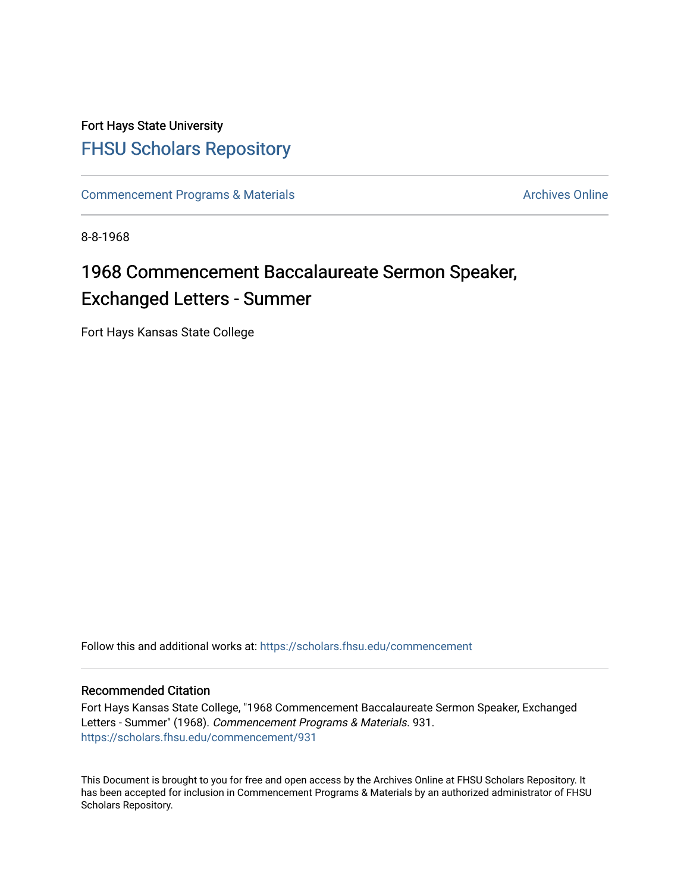Fort Hays State University

# FHSU Scholars Repository

Commencement Programs & Materials

Archives Online

8-8-1968

## 1968 Commencement Baccalaureate Sermon Speaker, Exchanged Letters - Summer

Fort Hays Kansas State College

Follow this and additional works at: https://scholars.fhsu.edu/commencement

### Recommended Citation

Fort Hays Kansas State College, "1968 Commencement Baccalaureate Sermon Speaker, Exchanged Letters - Summer" (1968). *Commencement Programs & Materials*. 931.
https://scholars.fhsu.edu/commencement/931

This Document is brought to you for free and open access by the Archives Online at FHSU Scholars Repository. It has been accepted for inclusion in Commencement Programs & Materials by an authorized administrator of FHSU Scholars Repository.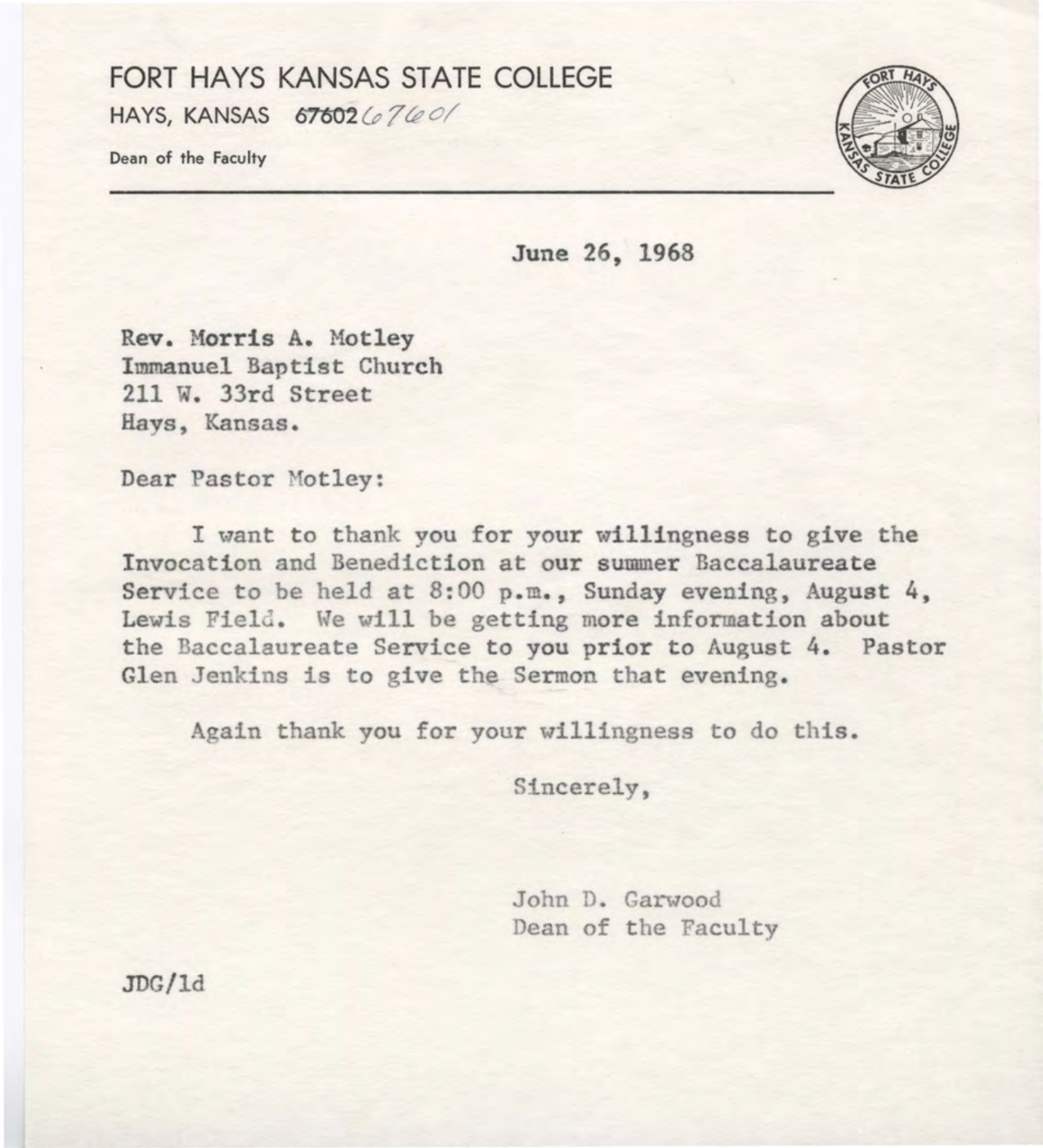# FORT HAYS KANSAS STATE COLLEGE

HAYS, KANSAS ~~67602~~ 67601

Dean of the Faculty

June 26, 1968

Rev. Morris A. Motley
Immanuel Baptist Church
211 W. 33rd Street
Hays, Kansas.

Dear Pastor Motley:

I want to thank you for your willingness to give the Invocation and Benediction at our summer Baccalaureate Service to be held at 8:00 p.m., Sunday evening, August 4, Lewis Field. We will be getting more information about the Baccalaureate Service to you prior to August 4. Pastor Glen Jenkins is to give the Sermon that evening.

Again thank you for your willingness to do this.

Sincerely,

John D. Garwood
Dean of the Faculty

JDG/ld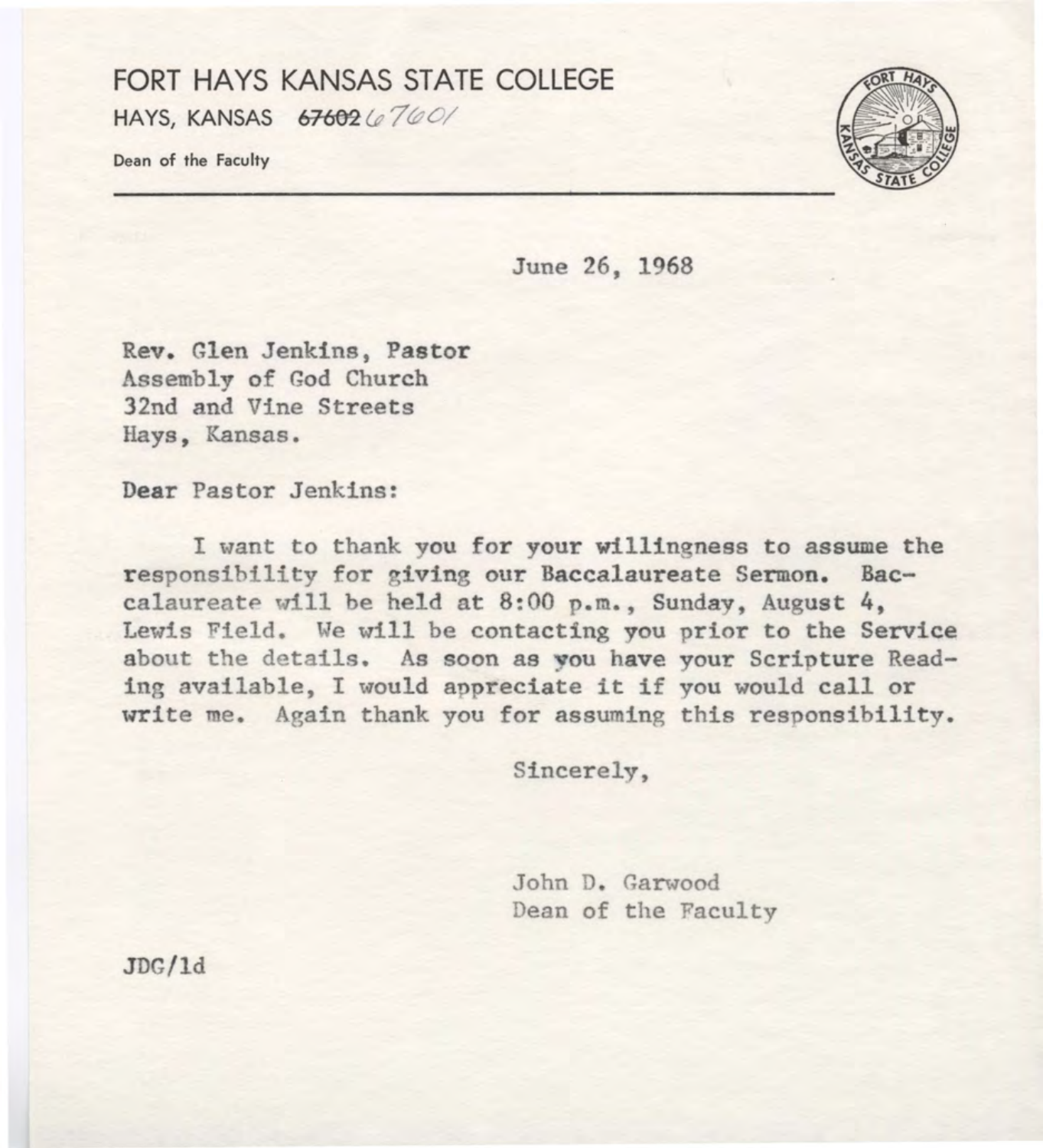# FORT HAYS KANSAS STATE COLLEGE

HAYS, KANSAS ~~67602~~ 67601

Dean of the Faculty

June 26, 1968

Rev. Glen Jenkins, Pastor
Assembly of God Church
32nd and Vine Streets
Hays, Kansas.

Dear Pastor Jenkins:

I want to thank you for your willingness to assume the responsibility for giving our Baccalaureate Sermon. Baccalaureate will be held at 8:00 p.m., Sunday, August 4, Lewis Field. We will be contacting you prior to the Service about the details. As soon as you have your Scripture Reading available, I would appreciate it if you would call or write me. Again thank you for assuming this responsibility.

Sincerely,

John D. Garwood
Dean of the Faculty

JDG/ld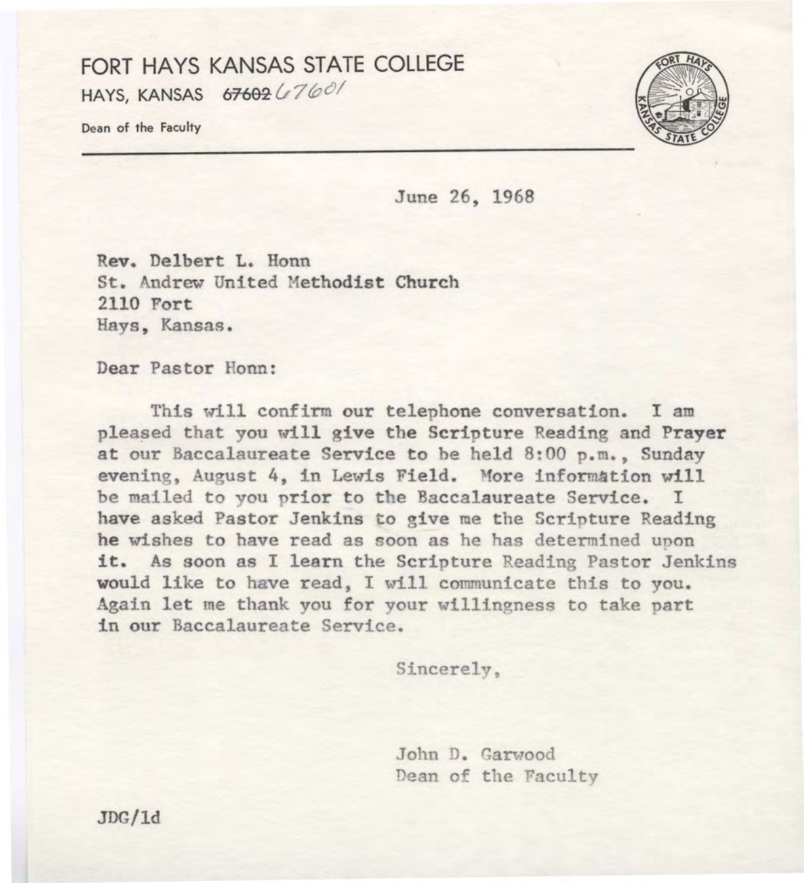# FORT HAYS KANSAS STATE COLLEGE

HAYS, KANSAS ~~67602~~ 67601

Dean of the Faculty

June 26, 1968

Rev. Delbert L. Honn
St. Andrew United Methodist Church
2110 Fort
Hays, Kansas.

Dear Pastor Honn:

This will confirm our telephone conversation. I am pleased that you will give the Scripture Reading and Prayer at our Baccalaureate Service to be held 8:00 p.m., Sunday evening, August 4, in Lewis Field. More information will be mailed to you prior to the Baccalaureate Service. I have asked Pastor Jenkins to give me the Scripture Reading he wishes to have read as soon as he has determined upon it. As soon as I learn the Scripture Reading Pastor Jenkins would like to have read, I will communicate this to you. Again let me thank you for your willingness to take part in our Baccalaureate Service.

Sincerely,

John D. Garwood
Dean of the Faculty

JDG/1d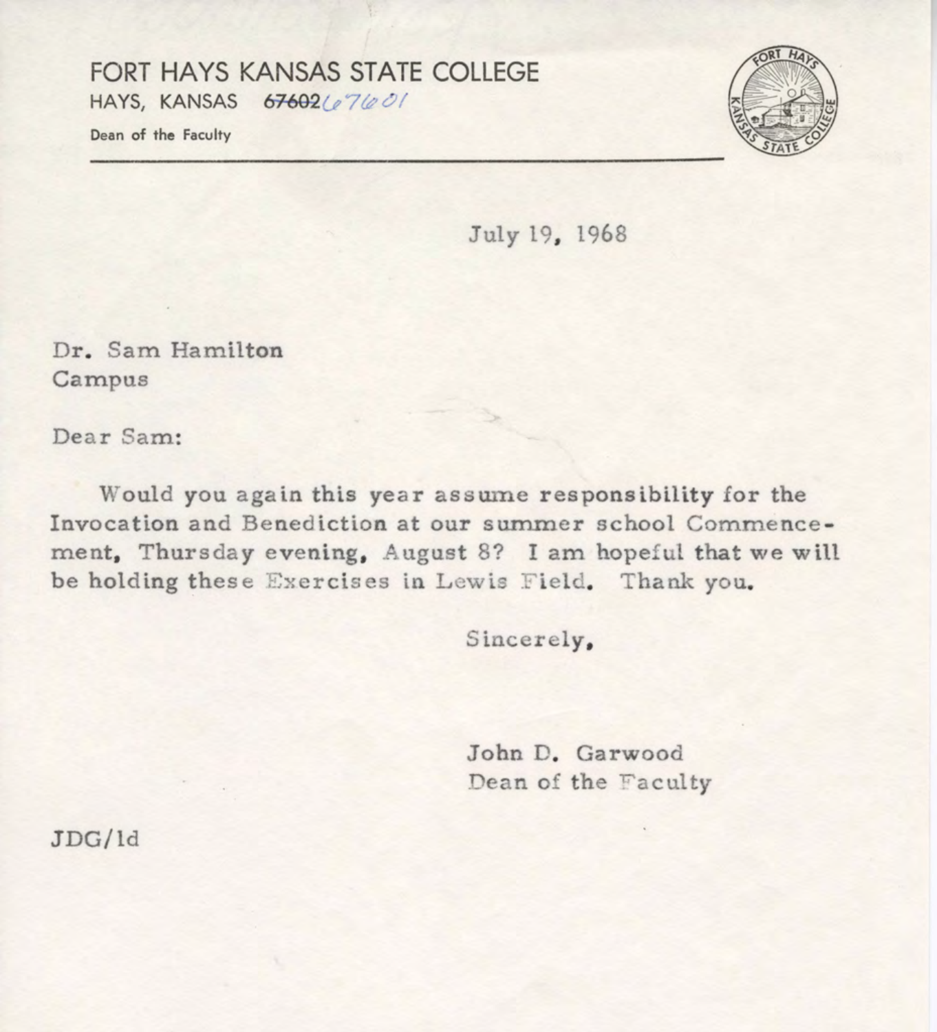# FORT HAYS KANSAS STATE COLLEGE

HAYS, KANSAS ~~67602~~ 67601

Dean of the Faculty

July 19, 1968

Dr. Sam Hamilton
Campus

Dear Sam:

Would you again this year assume responsibility for the Invocation and Benediction at our summer school Commencement, Thursday evening, August 8? I am hopeful that we will be holding these Exercises in Lewis Field. Thank you.

Sincerely,

John D. Garwood
Dean of the Faculty

JDG/ld